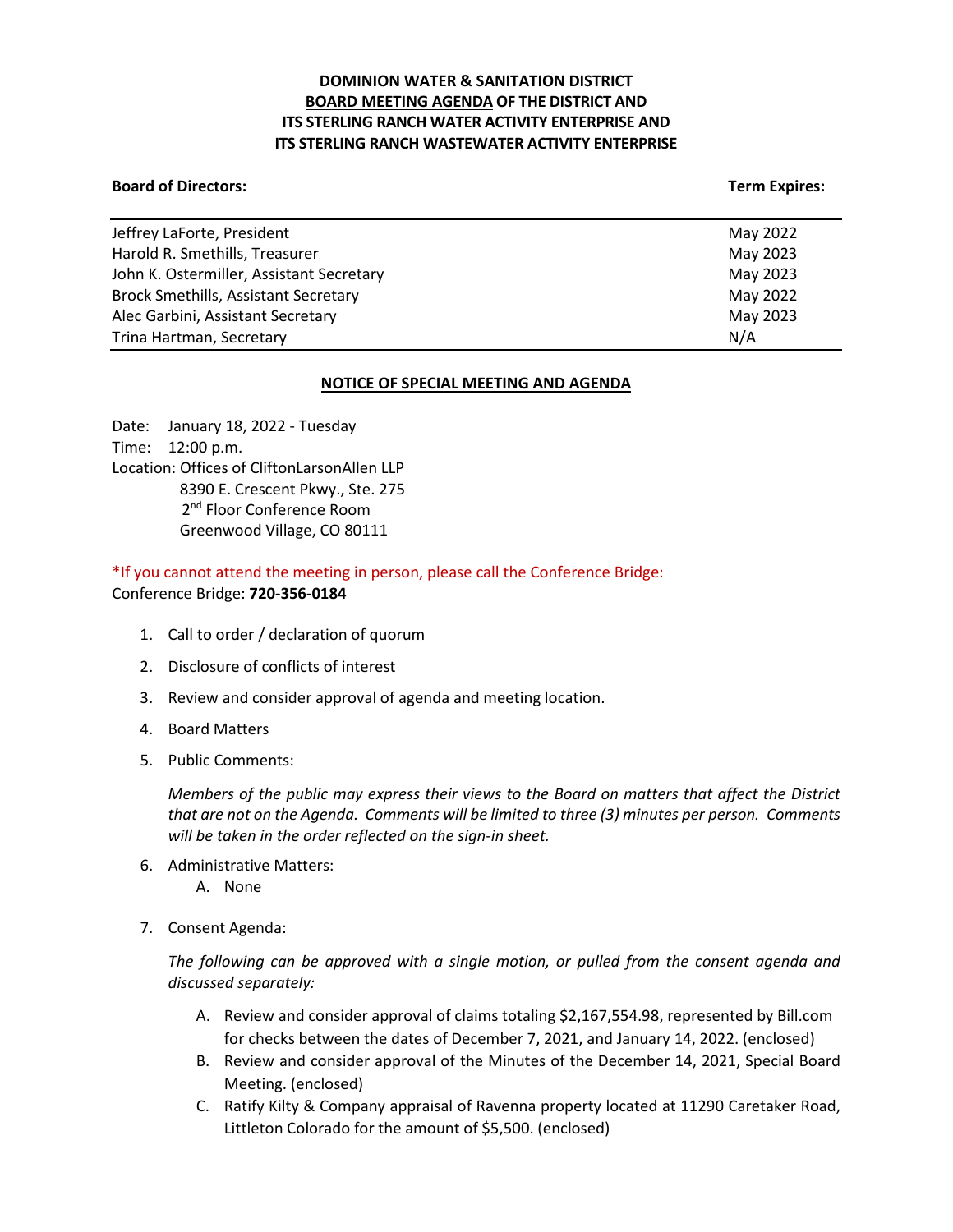# DOMINION WATER & SANITATION DISTRICT
## BOARD MEETING AGENDA OF THE DISTRICT AND ITS STERLING RANCH WATER ACTIVITY ENTERPRISE AND ITS STERLING RANCH WASTEWATER ACTIVITY ENTERPRISE

| Board of Directors: | Term Expires: |
|---|---|
| Jeffrey LaForte, President | May 2022 |
| Harold R. Smethills, Treasurer | May 2023 |
| John K. Ostermiller, Assistant Secretary | May 2023 |
| Brock Smethills, Assistant Secretary | May 2022 |
| Alec Garbini, Assistant Secretary | May 2023 |
| Trina Hartman, Secretary | N/A |

### NOTICE OF SPECIAL MEETING AND AGENDA

Date: January 18, 2022 - Tuesday
Time: 12:00 p.m.
Location: Offices of CliftonLarsonAllen LLP
8390 E. Crescent Pkwy., Ste. 275
2nd Floor Conference Room
Greenwood Village, CO 80111

*If you cannot attend the meeting in person, please call the Conference Bridge:
Conference Bridge: **720-356-0184**

1. Call to order / declaration of quorum
2. Disclosure of conflicts of interest
3. Review and consider approval of agenda and meeting location.
4. Board Matters
5. Public Comments:

   *Members of the public may express their views to the Board on matters that affect the District that are not on the Agenda. Comments will be limited to three (3) minutes per person. Comments will be taken in the order reflected on the sign-in sheet.*

6. Administrative Matters:
   A. None
7. Consent Agenda:

   *The following can be approved with a single motion, or pulled from the consent agenda and discussed separately:*

   A. Review and consider approval of claims totaling $2,167,554.98, represented by Bill.com for checks between the dates of December 7, 2021, and January 14, 2022. (enclosed)
   B. Review and consider approval of the Minutes of the December 14, 2021, Special Board Meeting. (enclosed)
   C. Ratify Kilty & Company appraisal of Ravenna property located at 11290 Caretaker Road, Littleton Colorado for the amount of $5,500. (enclosed)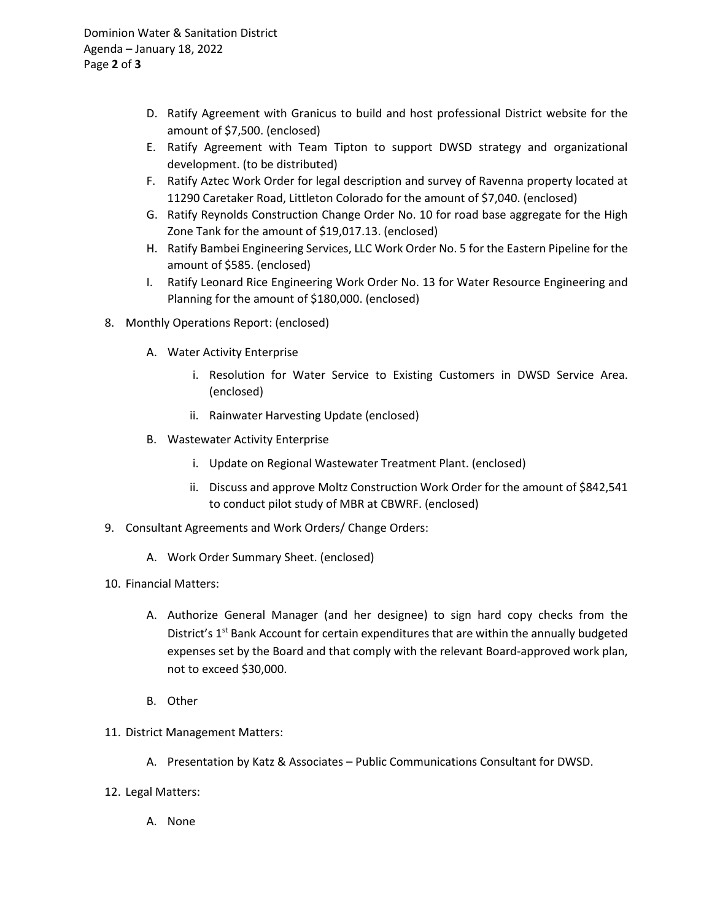D. Ratify Agreement with Granicus to build and host professional District website for the amount of $7,500. (enclosed)

E. Ratify Agreement with Team Tipton to support DWSD strategy and organizational development. (to be distributed)

F. Ratify Aztec Work Order for legal description and survey of Ravenna property located at 11290 Caretaker Road, Littleton Colorado for the amount of $7,040. (enclosed)

G. Ratify Reynolds Construction Change Order No. 10 for road base aggregate for the High Zone Tank for the amount of $19,017.13. (enclosed)

H. Ratify Bambei Engineering Services, LLC Work Order No. 5 for the Eastern Pipeline for the amount of $585. (enclosed)

I. Ratify Leonard Rice Engineering Work Order No. 13 for Water Resource Engineering and Planning for the amount of $180,000. (enclosed)

8. Monthly Operations Report: (enclosed)

   A. Water Activity Enterprise

      i. Resolution for Water Service to Existing Customers in DWSD Service Area. (enclosed)

      ii. Rainwater Harvesting Update (enclosed)

   B. Wastewater Activity Enterprise

      i. Update on Regional Wastewater Treatment Plant. (enclosed)

      ii. Discuss and approve Moltz Construction Work Order for the amount of $842,541 to conduct pilot study of MBR at CBWRF. (enclosed)

9. Consultant Agreements and Work Orders/ Change Orders:

   A. Work Order Summary Sheet. (enclosed)

10. Financial Matters:

    A. Authorize General Manager (and her designee) to sign hard copy checks from the District's 1st Bank Account for certain expenditures that are within the annually budgeted expenses set by the Board and that comply with the relevant Board-approved work plan, not to exceed $30,000.

    B. Other

11. District Management Matters:

    A. Presentation by Katz & Associates – Public Communications Consultant for DWSD.

12. Legal Matters:

    A. None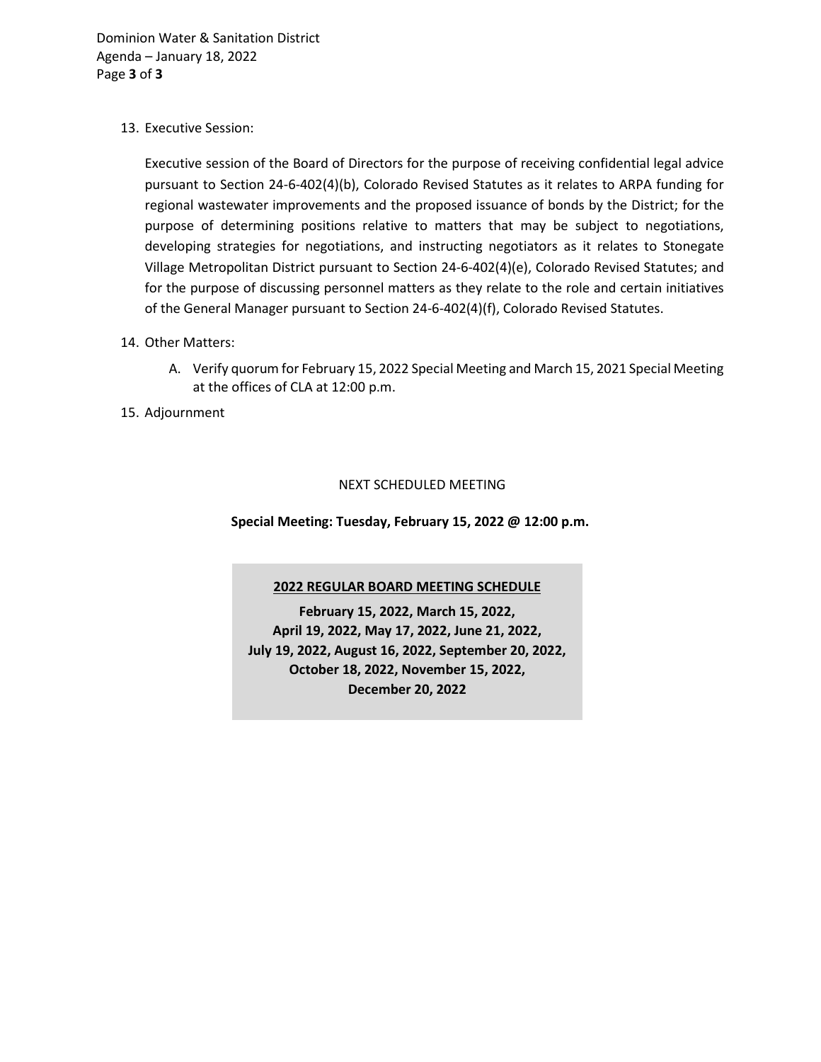13. Executive Session:

    Executive session of the Board of Directors for the purpose of receiving confidential legal advice pursuant to Section 24-6-402(4)(b), Colorado Revised Statutes as it relates to ARPA funding for regional wastewater improvements and the proposed issuance of bonds by the District; for the purpose of determining positions relative to matters that may be subject to negotiations, developing strategies for negotiations, and instructing negotiators as it relates to Stonegate Village Metropolitan District pursuant to Section 24-6-402(4)(e), Colorado Revised Statutes; and for the purpose of discussing personnel matters as they relate to the role and certain initiatives of the General Manager pursuant to Section 24-6-402(4)(f), Colorado Revised Statutes.

14. Other Matters:

    A. Verify quorum for February 15, 2022 Special Meeting and March 15, 2021 Special Meeting at the offices of CLA at 12:00 p.m.

15. Adjournment

NEXT SCHEDULED MEETING

**Special Meeting: Tuesday, February 15, 2022 @ 12:00 p.m.**

**2022 REGULAR BOARD MEETING SCHEDULE**

**February 15, 2022, March 15, 2022,
April 19, 2022, May 17, 2022, June 21, 2022,
July 19, 2022, August 16, 2022, September 20, 2022,
October 18, 2022, November 15, 2022,
December 20, 2022**